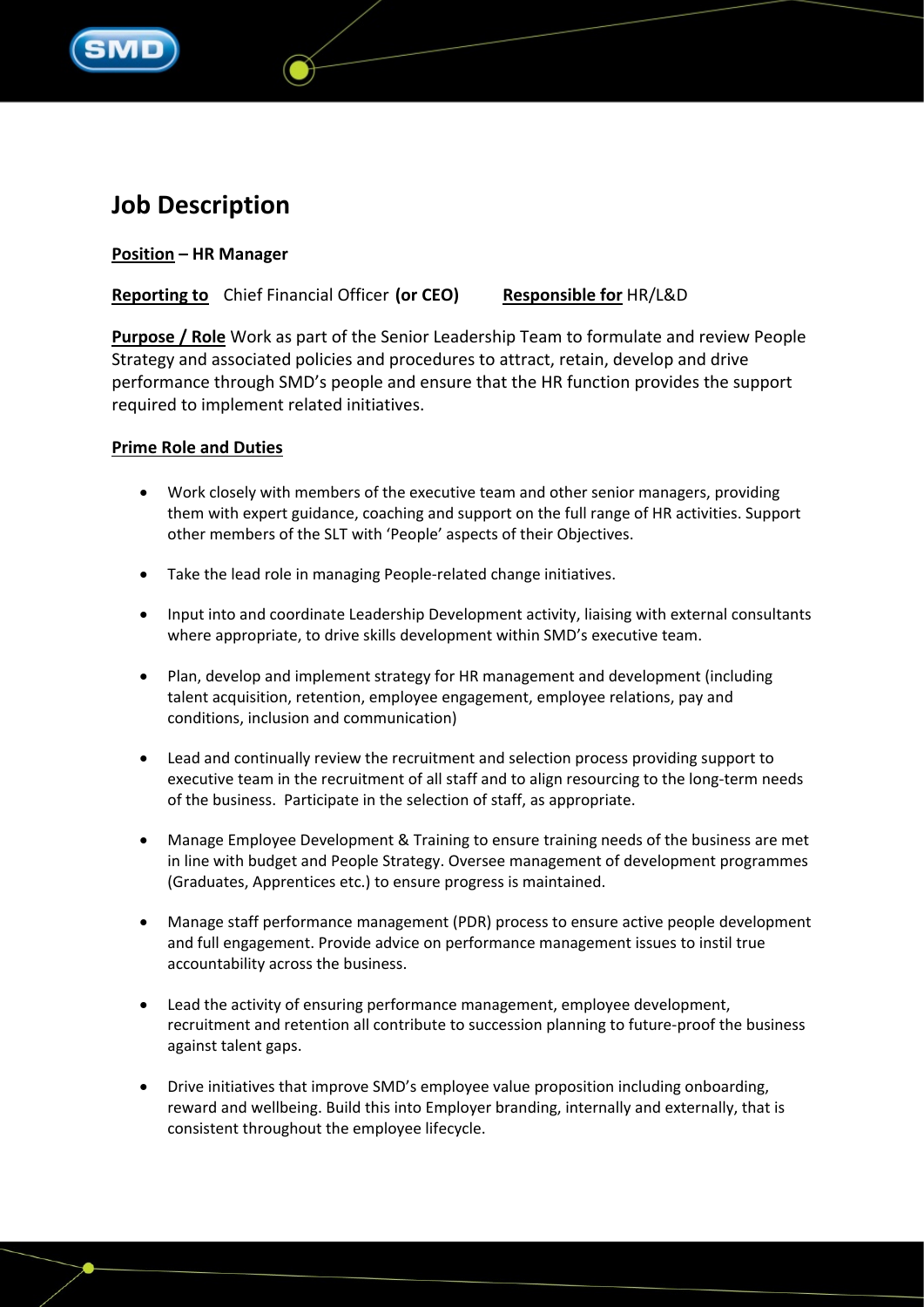# Job Description

**<u>Position</u> – HR Manager**

**<u>Reporting to</u>** Chief Financial Officer **(or CEO)** **<u>Responsible for</u>** HR/L&D

**<u>Purpose / Role</u>** Work as part of the Senior Leadership Team to formulate and review People Strategy and associated policies and procedures to attract, retain, develop and drive performance through SMD's people and ensure that the HR function provides the support required to implement related initiatives.

**<u>Prime Role and Duties</u>**

- Work closely with members of the executive team and other senior managers, providing them with expert guidance, coaching and support on the full range of HR activities. Support other members of the SLT with 'People' aspects of their Objectives.
- Take the lead role in managing People-related change initiatives.
- Input into and coordinate Leadership Development activity, liaising with external consultants where appropriate, to drive skills development within SMD's executive team.
- Plan, develop and implement strategy for HR management and development (including talent acquisition, retention, employee engagement, employee relations, pay and conditions, inclusion and communication)
- Lead and continually review the recruitment and selection process providing support to executive team in the recruitment of all staff and to align resourcing to the long-term needs of the business. Participate in the selection of staff, as appropriate.
- Manage Employee Development & Training to ensure training needs of the business are met in line with budget and People Strategy. Oversee management of development programmes (Graduates, Apprentices etc.) to ensure progress is maintained.
- Manage staff performance management (PDR) process to ensure active people development and full engagement. Provide advice on performance management issues to instil true accountability across the business.
- Lead the activity of ensuring performance management, employee development, recruitment and retention all contribute to succession planning to future-proof the business against talent gaps.
- Drive initiatives that improve SMD's employee value proposition including onboarding, reward and wellbeing. Build this into Employer branding, internally and externally, that is consistent throughout the employee lifecycle.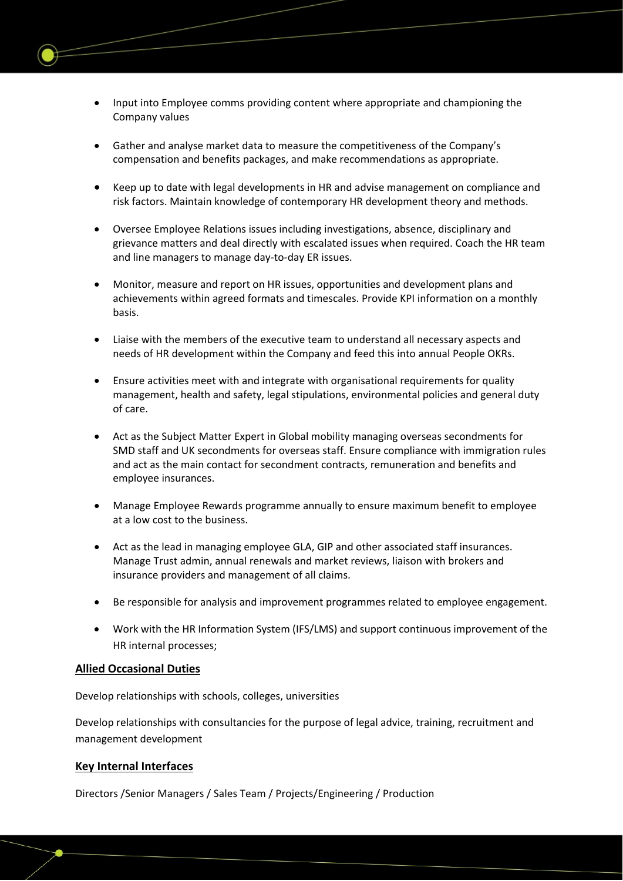- Input into Employee comms providing content where appropriate and championing the Company values

- Gather and analyse market data to measure the competitiveness of the Company's compensation and benefits packages, and make recommendations as appropriate.

- Keep up to date with legal developments in HR and advise management on compliance and risk factors. Maintain knowledge of contemporary HR development theory and methods.

- Oversee Employee Relations issues including investigations, absence, disciplinary and grievance matters and deal directly with escalated issues when required. Coach the HR team and line managers to manage day-to-day ER issues.

- Monitor, measure and report on HR issues, opportunities and development plans and achievements within agreed formats and timescales. Provide KPI information on a monthly basis.

- Liaise with the members of the executive team to understand all necessary aspects and needs of HR development within the Company and feed this into annual People OKRs.

- Ensure activities meet with and integrate with organisational requirements for quality management, health and safety, legal stipulations, environmental policies and general duty of care.

- Act as the Subject Matter Expert in Global mobility managing overseas secondments for SMD staff and UK secondments for overseas staff. Ensure compliance with immigration rules and act as the main contact for secondment contracts, remuneration and benefits and employee insurances.

- Manage Employee Rewards programme annually to ensure maximum benefit to employee at a low cost to the business.

- Act as the lead in managing employee GLA, GIP and other associated staff insurances. Manage Trust admin, annual renewals and market reviews, liaison with brokers and insurance providers and management of all claims.

- Be responsible for analysis and improvement programmes related to employee engagement.

- Work with the HR Information System (IFS/LMS) and support continuous improvement of the HR internal processes;

**Allied Occasional Duties**

Develop relationships with schools, colleges, universities

Develop relationships with consultancies for the purpose of legal advice, training, recruitment and management development

**Key Internal Interfaces**

Directors /Senior Managers / Sales Team / Projects/Engineering / Production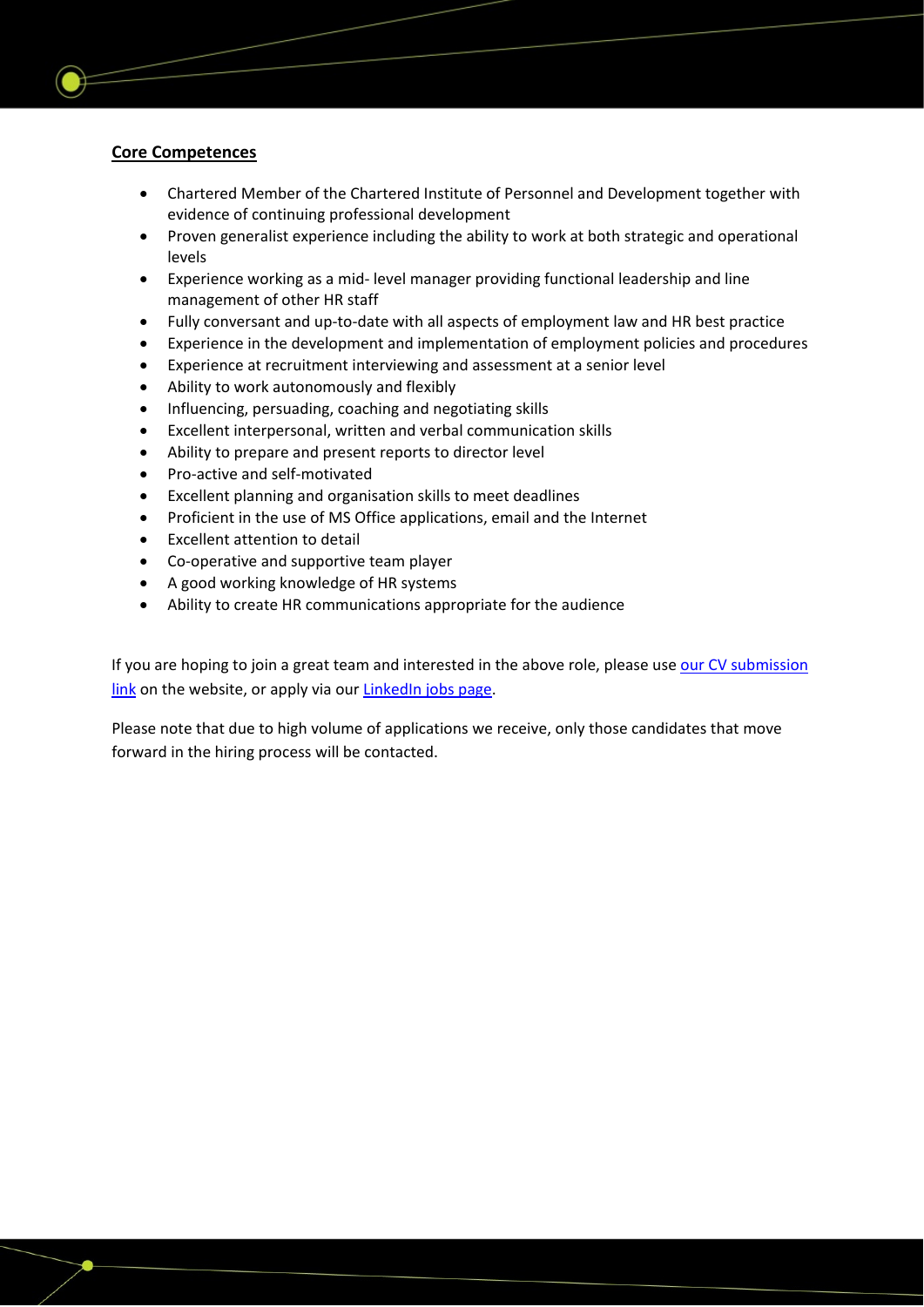**Core Competences**

- Chartered Member of the Chartered Institute of Personnel and Development together with evidence of continuing professional development
- Proven generalist experience including the ability to work at both strategic and operational levels
- Experience working as a mid- level manager providing functional leadership and line management of other HR staff
- Fully conversant and up-to-date with all aspects of employment law and HR best practice
- Experience in the development and implementation of employment policies and procedures
- Experience at recruitment interviewing and assessment at a senior level
- Ability to work autonomously and flexibly
- Influencing, persuading, coaching and negotiating skills
- Excellent interpersonal, written and verbal communication skills
- Ability to prepare and present reports to director level
- Pro-active and self-motivated
- Excellent planning and organisation skills to meet deadlines
- Proficient in the use of MS Office applications, email and the Internet
- Excellent attention to detail
- Co-operative and supportive team player
- A good working knowledge of HR systems
- Ability to create HR communications appropriate for the audience

If you are hoping to join a great team and interested in the above role, please use our CV submission link on the website, or apply via our LinkedIn jobs page.

Please note that due to high volume of applications we receive, only those candidates that move forward in the hiring process will be contacted.